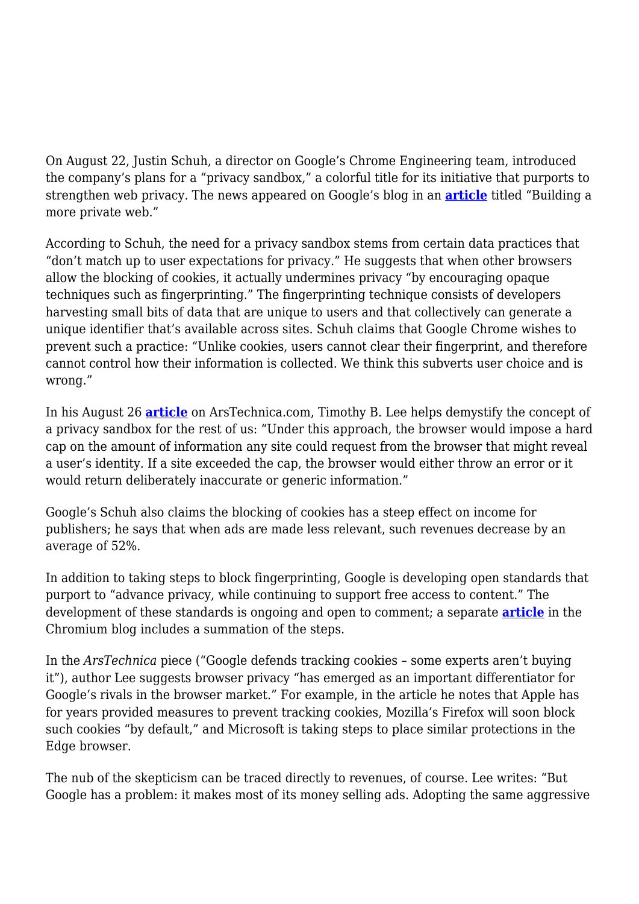On August 22, Justin Schuh, a director on Google's Chrome Engineering team, introduced the company's plans for a "privacy sandbox," a colorful title for its initiative that purports to strengthen web privacy. The news appeared on Google's blog in an **article** titled "Building a more private web."

According to Schuh, the need for a privacy sandbox stems from certain data practices that "don't match up to user expectations for privacy." He suggests that when other browsers allow the blocking of cookies, it actually undermines privacy "by encouraging opaque techniques such as fingerprinting." The fingerprinting technique consists of developers harvesting small bits of data that are unique to users and that collectively can generate a unique identifier that's available across sites. Schuh claims that Google Chrome wishes to prevent such a practice: "Unlike cookies, users cannot clear their fingerprint, and therefore cannot control how their information is collected. We think this subverts user choice and is wrong."

In his August 26 **article** on ArsTechnica.com, Timothy B. Lee helps demystify the concept of a privacy sandbox for the rest of us: "Under this approach, the browser would impose a hard cap on the amount of information any site could request from the browser that might reveal a user's identity. If a site exceeded the cap, the browser would either throw an error or it would return deliberately inaccurate or generic information."

Google's Schuh also claims the blocking of cookies has a steep effect on income for publishers; he says that when ads are made less relevant, such revenues decrease by an average of 52%.

In addition to taking steps to block fingerprinting, Google is developing open standards that purport to "advance privacy, while continuing to support free access to content." The development of these standards is ongoing and open to comment; a separate **article** in the Chromium blog includes a summation of the steps.

In the *ArsTechnica* piece ("Google defends tracking cookies – some experts aren't buying it"), author Lee suggests browser privacy "has emerged as an important differentiator for Google's rivals in the browser market." For example, in the article he notes that Apple has for years provided measures to prevent tracking cookies, Mozilla's Firefox will soon block such cookies "by default," and Microsoft is taking steps to place similar protections in the Edge browser.

The nub of the skepticism can be traced directly to revenues, of course. Lee writes: "But Google has a problem: it makes most of its money selling ads. Adopting the same aggressive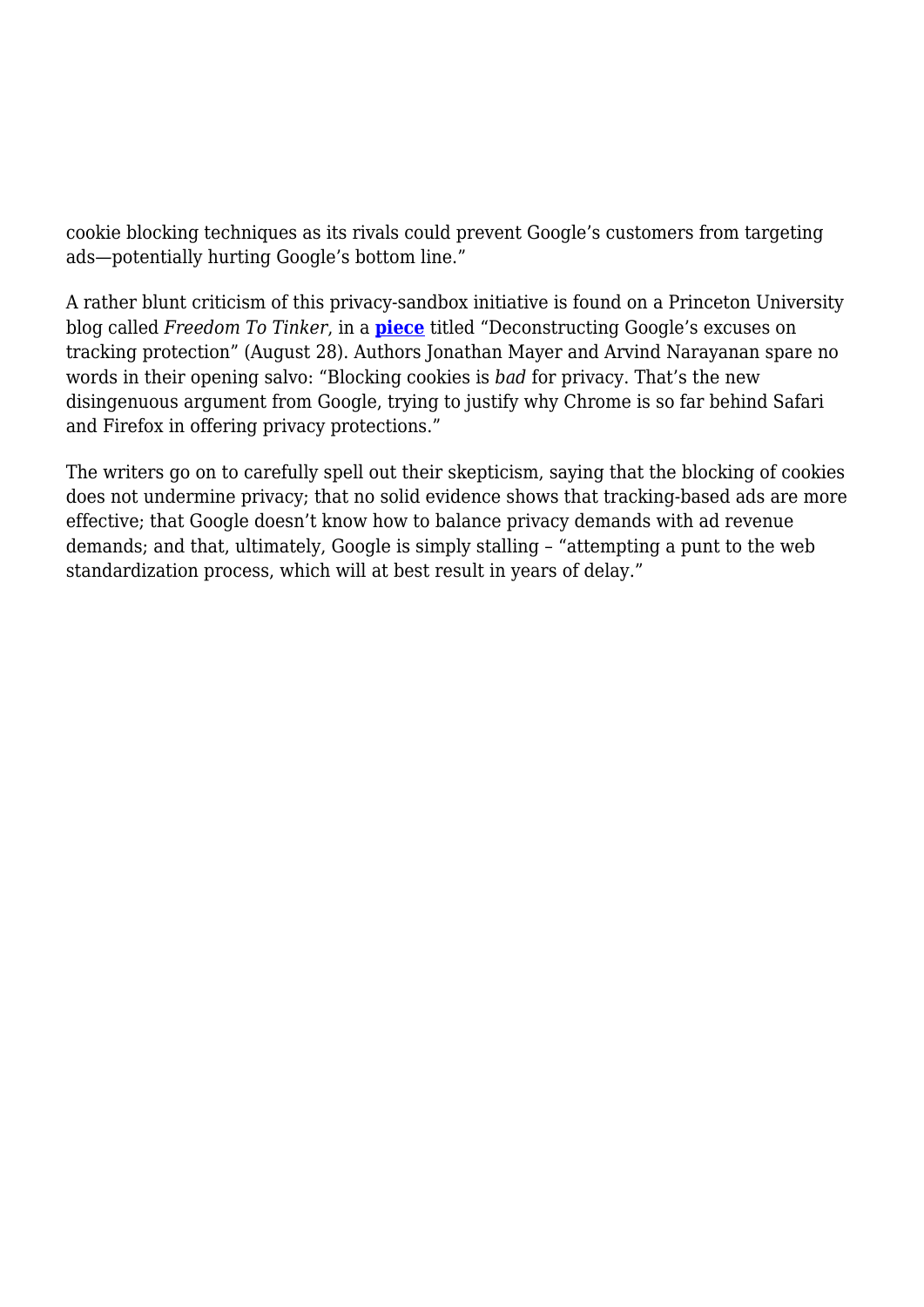cookie blocking techniques as its rivals could prevent Google's customers from targeting ads—potentially hurting Google's bottom line."

A rather blunt criticism of this privacy-sandbox initiative is found on a Princeton University blog called *Freedom To Tinker*, in a **piece** titled "Deconstructing Google's excuses on tracking protection" (August 28). Authors Jonathan Mayer and Arvind Narayanan spare no words in their opening salvo: "Blocking cookies is *bad* for privacy. That's the new disingenuous argument from Google, trying to justify why Chrome is so far behind Safari and Firefox in offering privacy protections."

The writers go on to carefully spell out their skepticism, saying that the blocking of cookies does not undermine privacy; that no solid evidence shows that tracking-based ads are more effective; that Google doesn't know how to balance privacy demands with ad revenue demands; and that, ultimately, Google is simply stalling – "attempting a punt to the web standardization process, which will at best result in years of delay."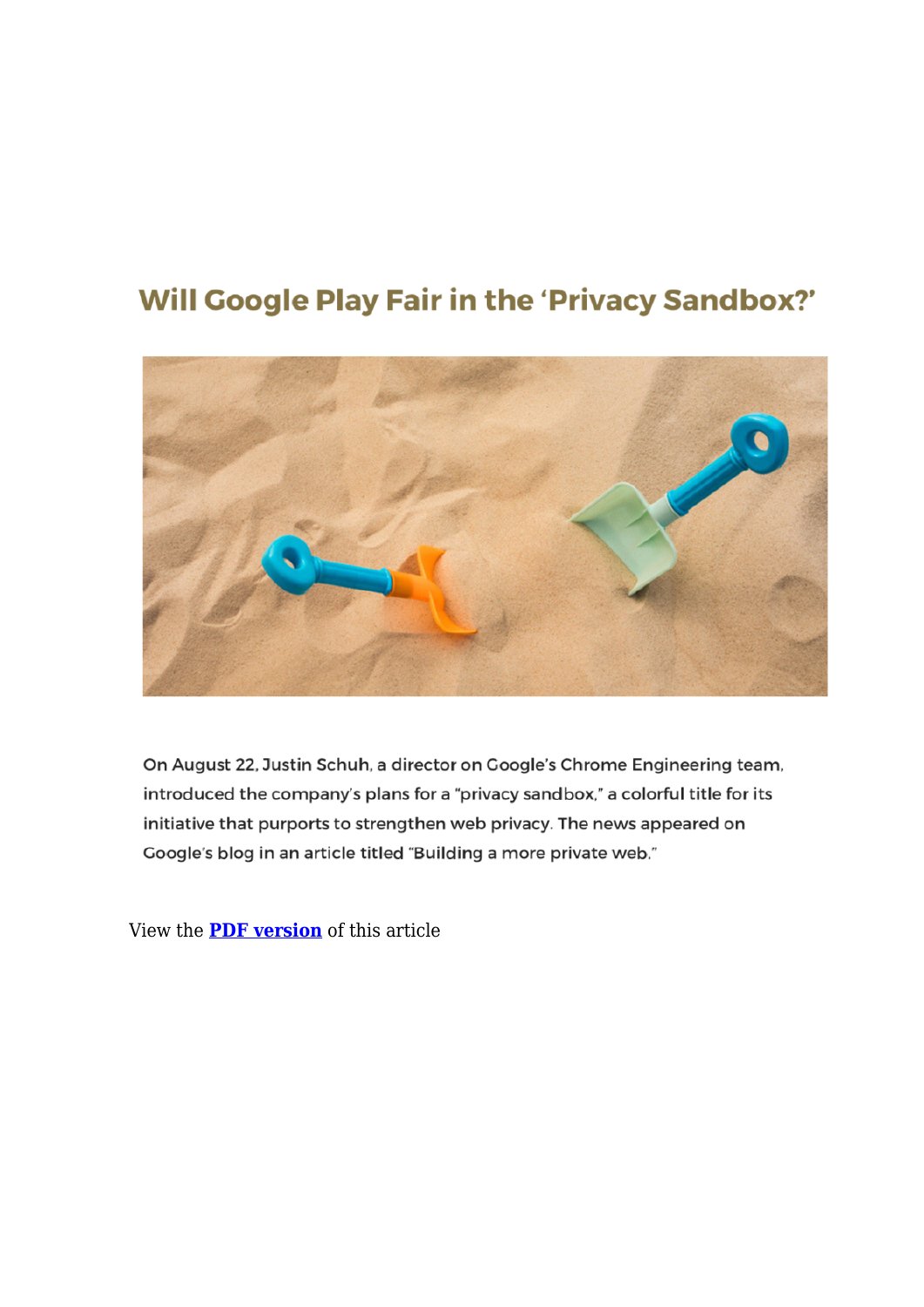## Will Google Play Fair in the 'Privacy Sandbox?'

On August 22, Justin Schuh, a director on Google's Chrome Engineering team, introduced the company's plans for a "privacy sandbox," a colorful title for its initiative that purports to strengthen web privacy. The news appeared on Google's blog in an article titled "Building a more private web."

View the **PDF version** of this article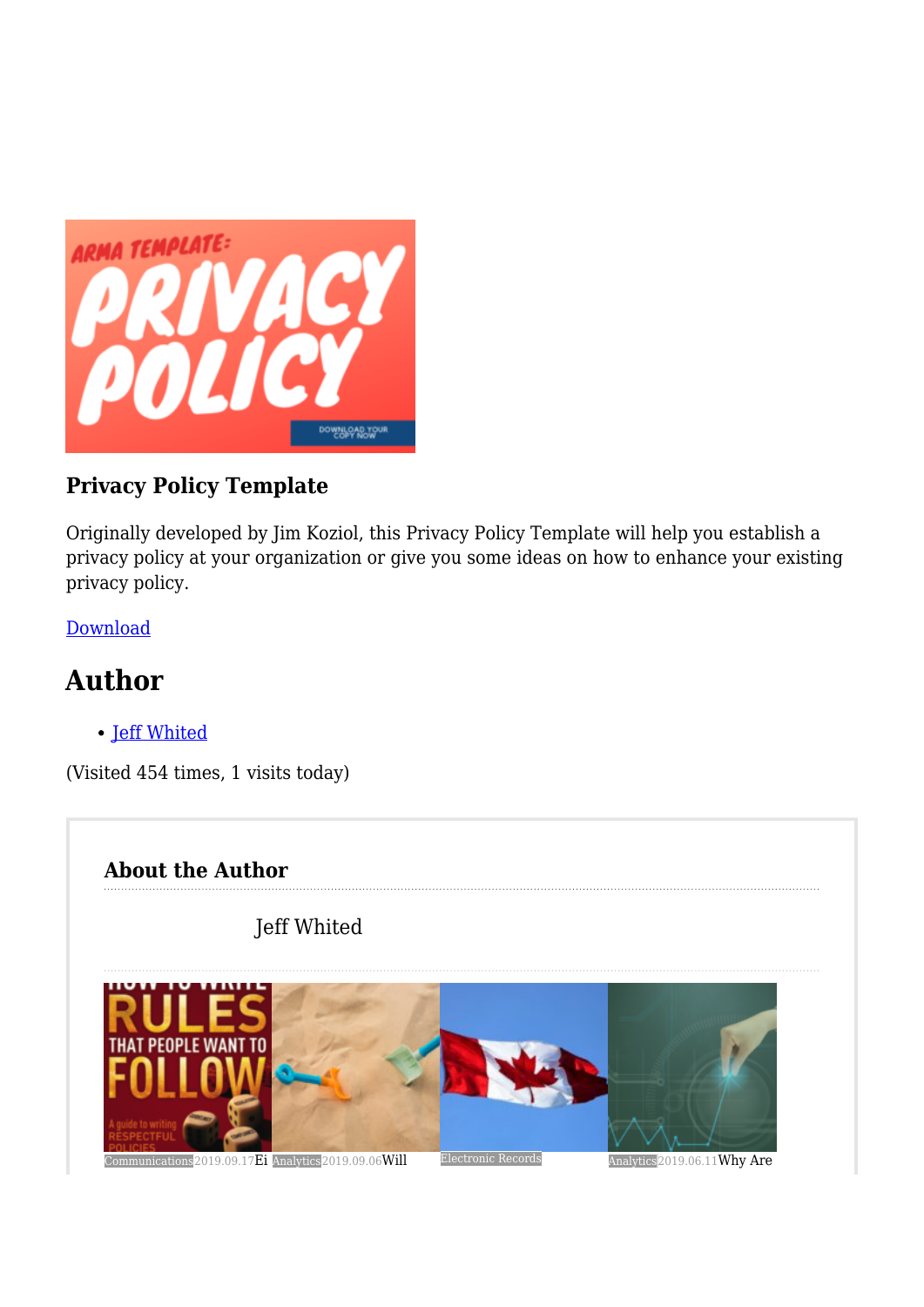### Privacy Policy Template

Originally developed by Jim Koziol, this Privacy Policy Template will help you establish a privacy policy at your organization or give you some ideas on how to enhance your existing privacy policy.

Download

## Author

- Jeff Whited

(Visited 454 times, 1 visits today)

### About the Author

Jeff Whited

Communications 2019.09.17 Ei Analytics 2019.09.06 Will Electronic Records Analytics 2019.06.11 Why Are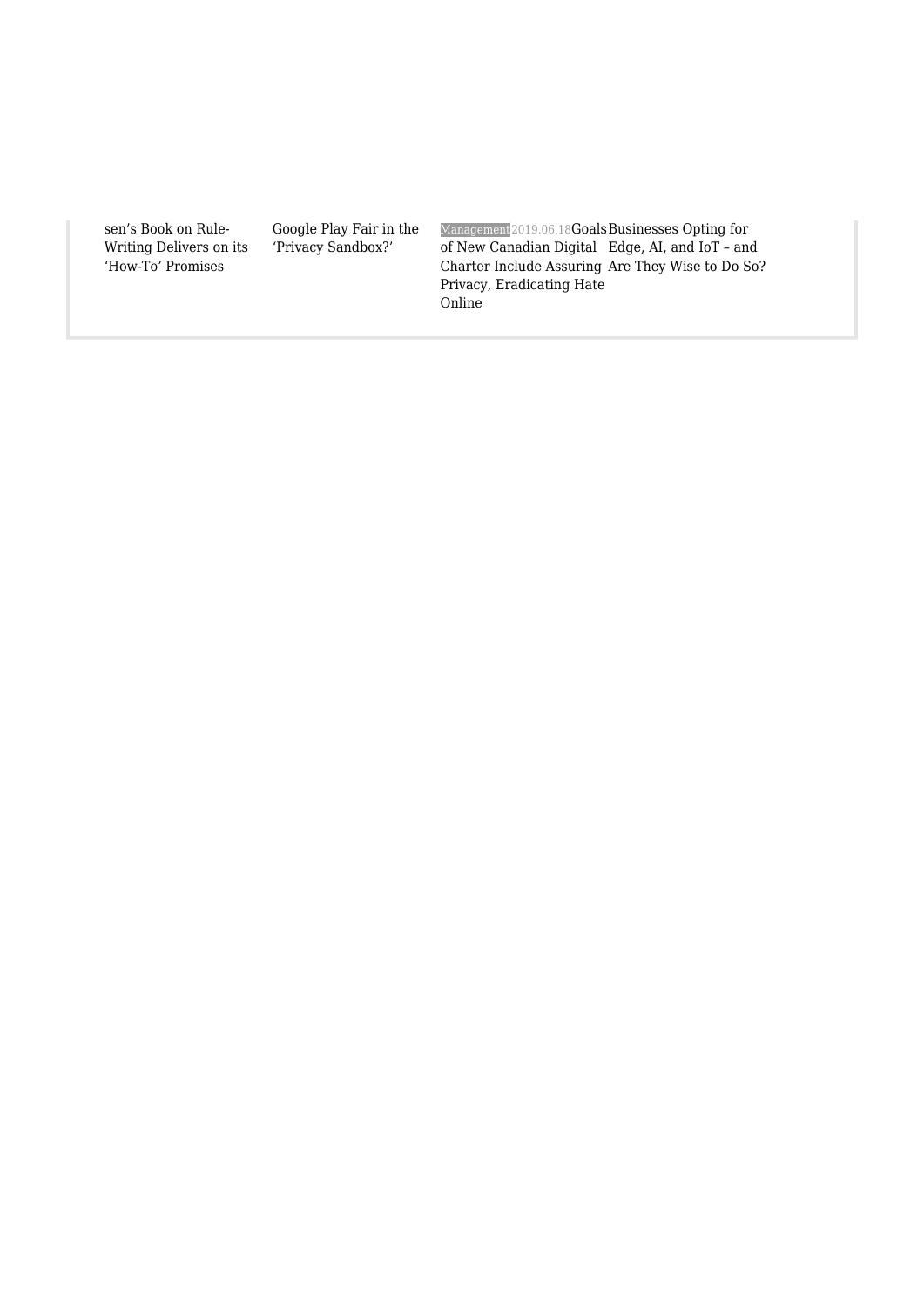sen's Book on Rule-Writing Delivers on its 'How-To' Promises

Google Play Fair in the 'Privacy Sandbox?'

Management 2019.06.18 Goals of New Canadian Digital Charter Include Assuring Privacy, Eradicating Hate Online

Businesses Opting for Edge, AI, and IoT – and Are They Wise to Do So?